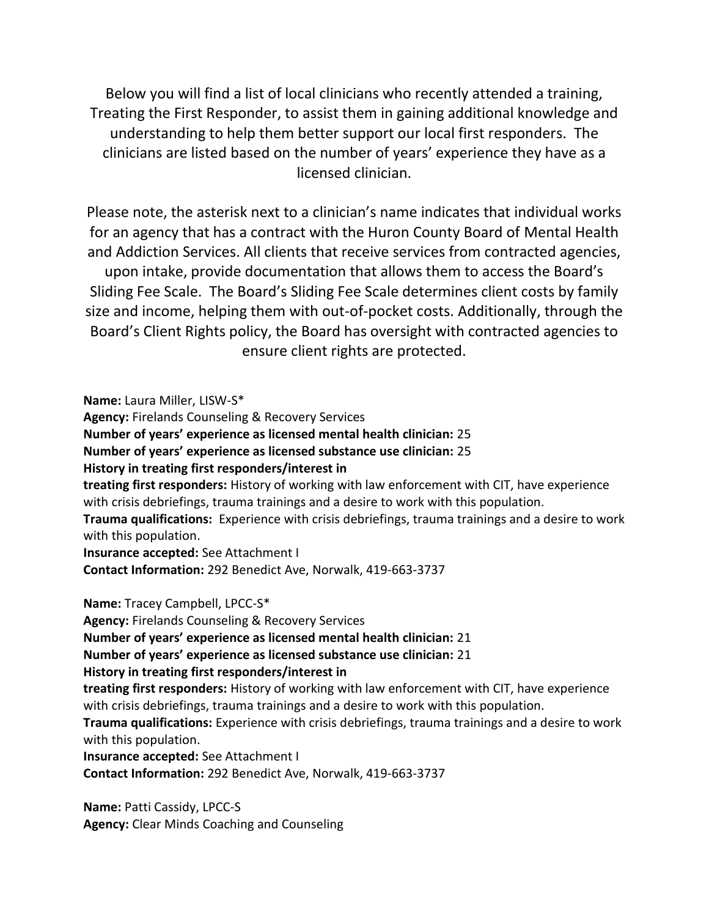Below you will find a list of local clinicians who recently attended a training, Treating the First Responder, to assist them in gaining additional knowledge and understanding to help them better support our local first responders. The clinicians are listed based on the number of years' experience they have as a licensed clinician.

Please note, the asterisk next to a clinician's name indicates that individual works for an agency that has a contract with the Huron County Board of Mental Health and Addiction Services. All clients that receive services from contracted agencies, upon intake, provide documentation that allows them to access the Board's Sliding Fee Scale. The Board's Sliding Fee Scale determines client costs by family size and income, helping them with out-of-pocket costs. Additionally, through the Board's Client Rights policy, the Board has oversight with contracted agencies to ensure client rights are protected.

**Name:** Laura Miller, LISW-S*
**Agency:** Firelands Counseling & Recovery Services
**Number of years' experience as licensed mental health clinician:** 25
**Number of years' experience as licensed substance use clinician:** 25
**History in treating first responders/interest in treating first responders:** History of working with law enforcement with CIT, have experience with crisis debriefings, trauma trainings and a desire to work with this population.
**Trauma qualifications:** Experience with crisis debriefings, trauma trainings and a desire to work with this population.
**Insurance accepted:** See Attachment I
**Contact Information:** 292 Benedict Ave, Norwalk, 419-663-3737

**Name:** Tracey Campbell, LPCC-S*
**Agency:** Firelands Counseling & Recovery Services
**Number of years' experience as licensed mental health clinician:** 21
**Number of years' experience as licensed substance use clinician:** 21
**History in treating first responders/interest in treating first responders:** History of working with law enforcement with CIT, have experience with crisis debriefings, trauma trainings and a desire to work with this population.
**Trauma qualifications:** Experience with crisis debriefings, trauma trainings and a desire to work with this population.
**Insurance accepted:** See Attachment I
**Contact Information:** 292 Benedict Ave, Norwalk, 419-663-3737

**Name:** Patti Cassidy, LPCC-S
**Agency:** Clear Minds Coaching and Counseling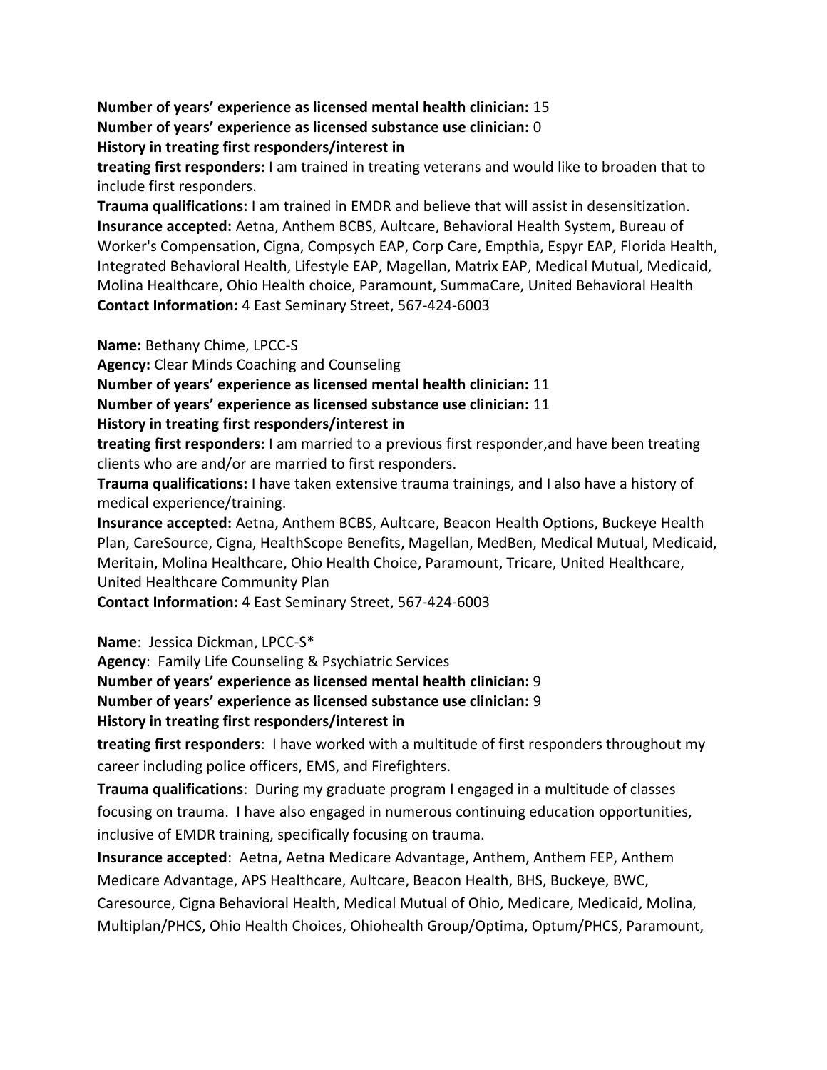**Number of years' experience as licensed mental health clinician:** 15
**Number of years' experience as licensed substance use clinician:** 0
**History in treating first responders/interest in treating first responders:** I am trained in treating veterans and would like to broaden that to include first responders.
**Trauma qualifications:** I am trained in EMDR and believe that will assist in desensitization.
**Insurance accepted:** Aetna, Anthem BCBS, Aultcare, Behavioral Health System, Bureau of Worker's Compensation, Cigna, Compsych EAP, Corp Care, Empthia, Espyr EAP, Florida Health, Integrated Behavioral Health, Lifestyle EAP, Magellan, Matrix EAP, Medical Mutual, Medicaid, Molina Healthcare, Ohio Health choice, Paramount, SummaCare, United Behavioral Health
**Contact Information:** 4 East Seminary Street, 567-424-6003

**Name:** Bethany Chime, LPCC-S
**Agency:** Clear Minds Coaching and Counseling
**Number of years' experience as licensed mental health clinician:** 11
**Number of years' experience as licensed substance use clinician:** 11
**History in treating first responders/interest in treating first responders:** I am married to a previous first responder,and have been treating clients who are and/or are married to first responders.
**Trauma qualifications:** I have taken extensive trauma trainings, and I also have a history of medical experience/training.
**Insurance accepted:** Aetna, Anthem BCBS, Aultcare, Beacon Health Options, Buckeye Health Plan, CareSource, Cigna, HealthScope Benefits, Magellan, MedBen, Medical Mutual, Medicaid, Meritain, Molina Healthcare, Ohio Health Choice, Paramount, Tricare, United Healthcare, United Healthcare Community Plan
**Contact Information:** 4 East Seminary Street, 567-424-6003

**Name**: Jessica Dickman, LPCC-S*
**Agency**: Family Life Counseling & Psychiatric Services
**Number of years' experience as licensed mental health clinician:** 9
**Number of years' experience as licensed substance use clinician:** 9
**History in treating first responders/interest in treating first responders**: I have worked with a multitude of first responders throughout my career including police officers, EMS, and Firefighters.
**Trauma qualifications**: During my graduate program I engaged in a multitude of classes focusing on trauma. I have also engaged in numerous continuing education opportunities, inclusive of EMDR training, specifically focusing on trauma.
**Insurance accepted**: Aetna, Aetna Medicare Advantage, Anthem, Anthem FEP, Anthem Medicare Advantage, APS Healthcare, Aultcare, Beacon Health, BHS, Buckeye, BWC, Caresource, Cigna Behavioral Health, Medical Mutual of Ohio, Medicare, Medicaid, Molina, Multiplan/PHCS, Ohio Health Choices, Ohiohealth Group/Optima, Optum/PHCS, Paramount,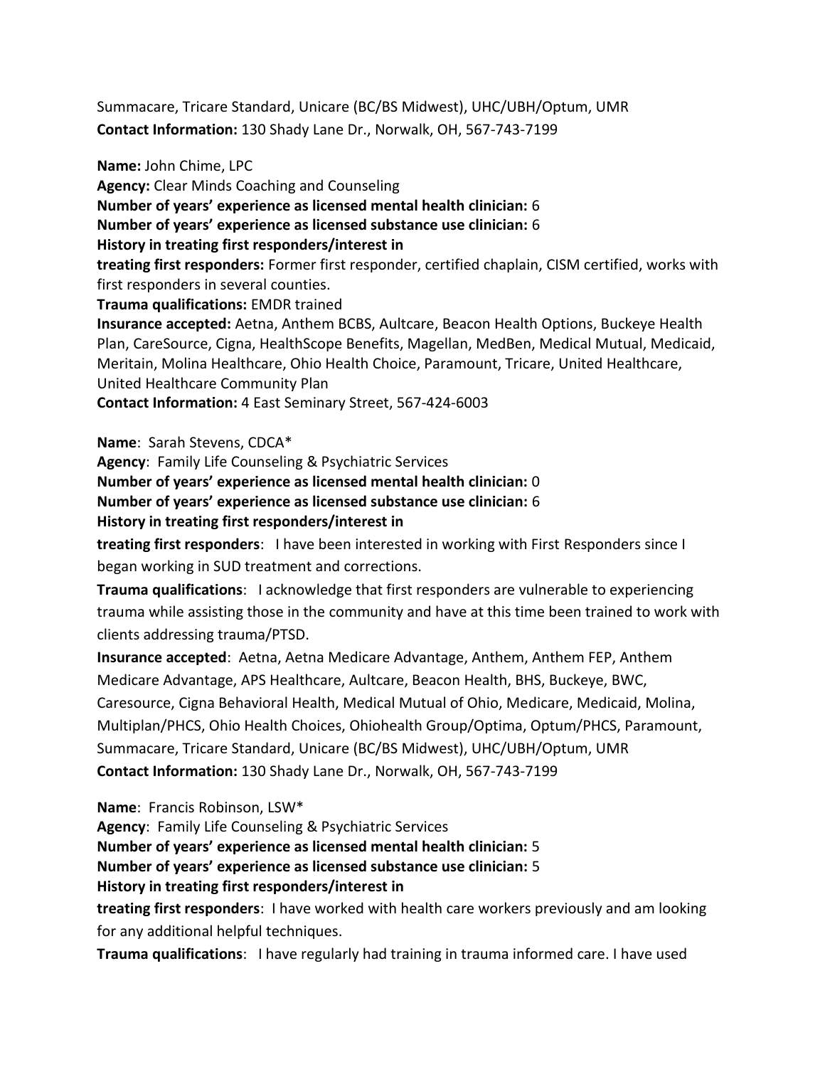Summacare, Tricare Standard, Unicare (BC/BS Midwest), UHC/UBH/Optum, UMR
**Contact Information:** 130 Shady Lane Dr., Norwalk, OH, 567-743-7199

**Name:** John Chime, LPC
**Agency:** Clear Minds Coaching and Counseling
**Number of years' experience as licensed mental health clinician:** 6
**Number of years' experience as licensed substance use clinician:** 6
**History in treating first responders/interest in treating first responders:** Former first responder, certified chaplain, CISM certified, works with first responders in several counties.
**Trauma qualifications:** EMDR trained
**Insurance accepted:** Aetna, Anthem BCBS, Aultcare, Beacon Health Options, Buckeye Health Plan, CareSource, Cigna, HealthScope Benefits, Magellan, MedBen, Medical Mutual, Medicaid, Meritain, Molina Healthcare, Ohio Health Choice, Paramount, Tricare, United Healthcare, United Healthcare Community Plan
**Contact Information:** 4 East Seminary Street, 567-424-6003

**Name**: Sarah Stevens, CDCA*
**Agency**: Family Life Counseling & Psychiatric Services
**Number of years' experience as licensed mental health clinician:** 0
**Number of years' experience as licensed substance use clinician:** 6
**History in treating first responders/interest in treating first responders**: I have been interested in working with First Responders since I began working in SUD treatment and corrections.
**Trauma qualifications**: I acknowledge that first responders are vulnerable to experiencing trauma while assisting those in the community and have at this time been trained to work with clients addressing trauma/PTSD.
**Insurance accepted**: Aetna, Aetna Medicare Advantage, Anthem, Anthem FEP, Anthem Medicare Advantage, APS Healthcare, Aultcare, Beacon Health, BHS, Buckeye, BWC, Caresource, Cigna Behavioral Health, Medical Mutual of Ohio, Medicare, Medicaid, Molina, Multiplan/PHCS, Ohio Health Choices, Ohiohealth Group/Optima, Optum/PHCS, Paramount, Summacare, Tricare Standard, Unicare (BC/BS Midwest), UHC/UBH/Optum, UMR
**Contact Information:** 130 Shady Lane Dr., Norwalk, OH, 567-743-7199

**Name**: Francis Robinson, LSW*
**Agency**: Family Life Counseling & Psychiatric Services
**Number of years' experience as licensed mental health clinician:** 5
**Number of years' experience as licensed substance use clinician:** 5
**History in treating first responders/interest in treating first responders**: I have worked with health care workers previously and am looking for any additional helpful techniques.
**Trauma qualifications**: I have regularly had training in trauma informed care. I have used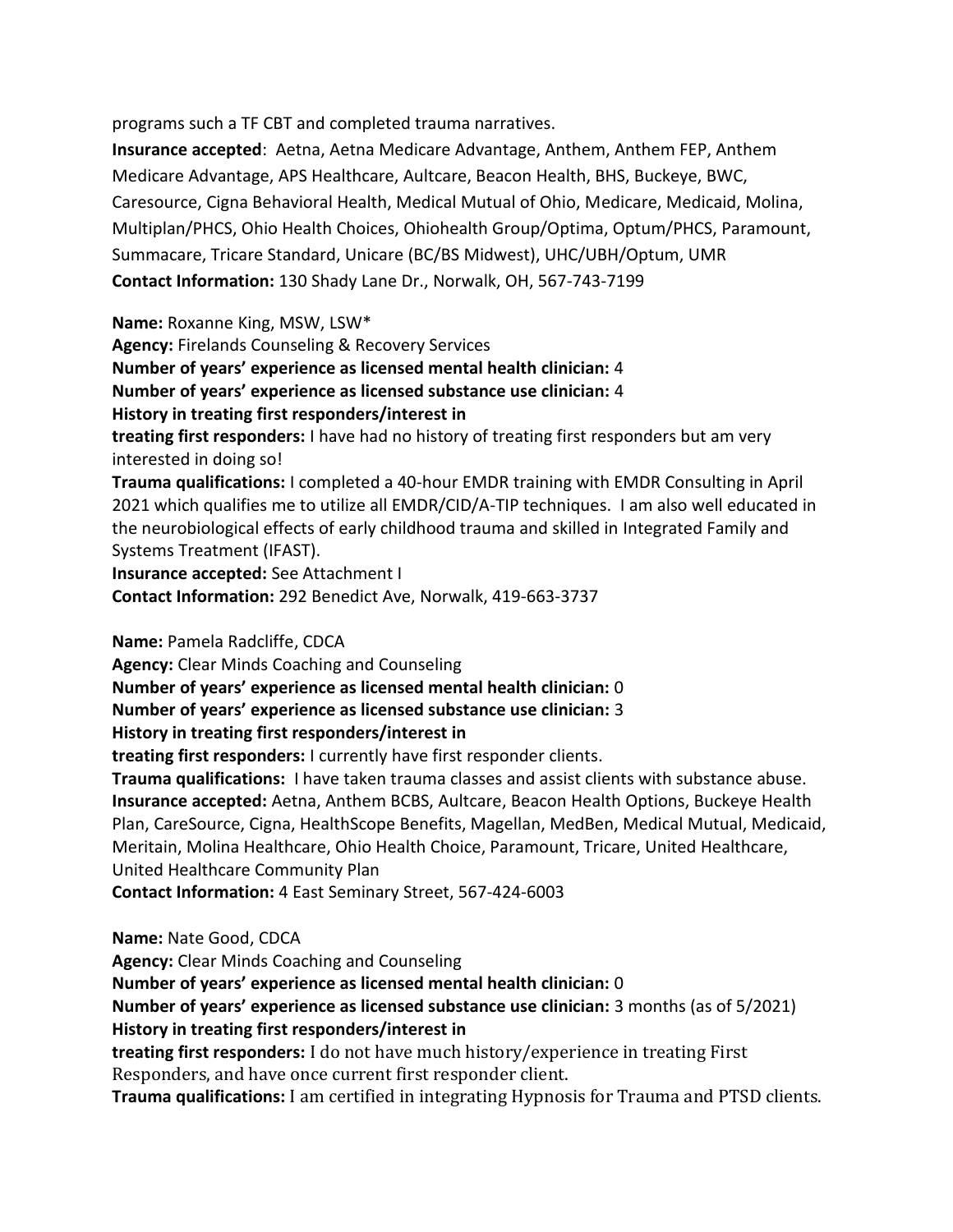programs such a TF CBT and completed trauma narratives.

**Insurance accepted**: Aetna, Aetna Medicare Advantage, Anthem, Anthem FEP, Anthem Medicare Advantage, APS Healthcare, Aultcare, Beacon Health, BHS, Buckeye, BWC, Caresource, Cigna Behavioral Health, Medical Mutual of Ohio, Medicare, Medicaid, Molina, Multiplan/PHCS, Ohio Health Choices, Ohiohealth Group/Optima, Optum/PHCS, Paramount, Summacare, Tricare Standard, Unicare (BC/BS Midwest), UHC/UBH/Optum, UMR

**Contact Information:** 130 Shady Lane Dr., Norwalk, OH, 567-743-7199

**Name:** Roxanne King, MSW, LSW*

**Agency:** Firelands Counseling & Recovery Services

**Number of years' experience as licensed mental health clinician:** 4

**Number of years' experience as licensed substance use clinician:** 4

**History in treating first responders/interest in treating first responders:** I have had no history of treating first responders but am very interested in doing so!

**Trauma qualifications:** I completed a 40-hour EMDR training with EMDR Consulting in April 2021 which qualifies me to utilize all EMDR/CID/A-TIP techniques. I am also well educated in the neurobiological effects of early childhood trauma and skilled in Integrated Family and Systems Treatment (IFAST).

**Insurance accepted:** See Attachment I

**Contact Information:** 292 Benedict Ave, Norwalk, 419-663-3737

**Name:** Pamela Radcliffe, CDCA

**Agency:** Clear Minds Coaching and Counseling

**Number of years' experience as licensed mental health clinician:** 0

**Number of years' experience as licensed substance use clinician:** 3

**History in treating first responders/interest in treating first responders:** I currently have first responder clients.

**Trauma qualifications:** I have taken trauma classes and assist clients with substance abuse.

**Insurance accepted:** Aetna, Anthem BCBS, Aultcare, Beacon Health Options, Buckeye Health Plan, CareSource, Cigna, HealthScope Benefits, Magellan, MedBen, Medical Mutual, Medicaid, Meritain, Molina Healthcare, Ohio Health Choice, Paramount, Tricare, United Healthcare, United Healthcare Community Plan

**Contact Information:** 4 East Seminary Street, 567-424-6003

**Name:** Nate Good, CDCA

**Agency:** Clear Minds Coaching and Counseling

**Number of years' experience as licensed mental health clinician:** 0

**Number of years' experience as licensed substance use clinician:** 3 months (as of 5/2021)

**History in treating first responders/interest in treating first responders:** I do not have much history/experience in treating First Responders, and have once current first responder client.

**Trauma qualifications:** I am certified in integrating Hypnosis for Trauma and PTSD clients.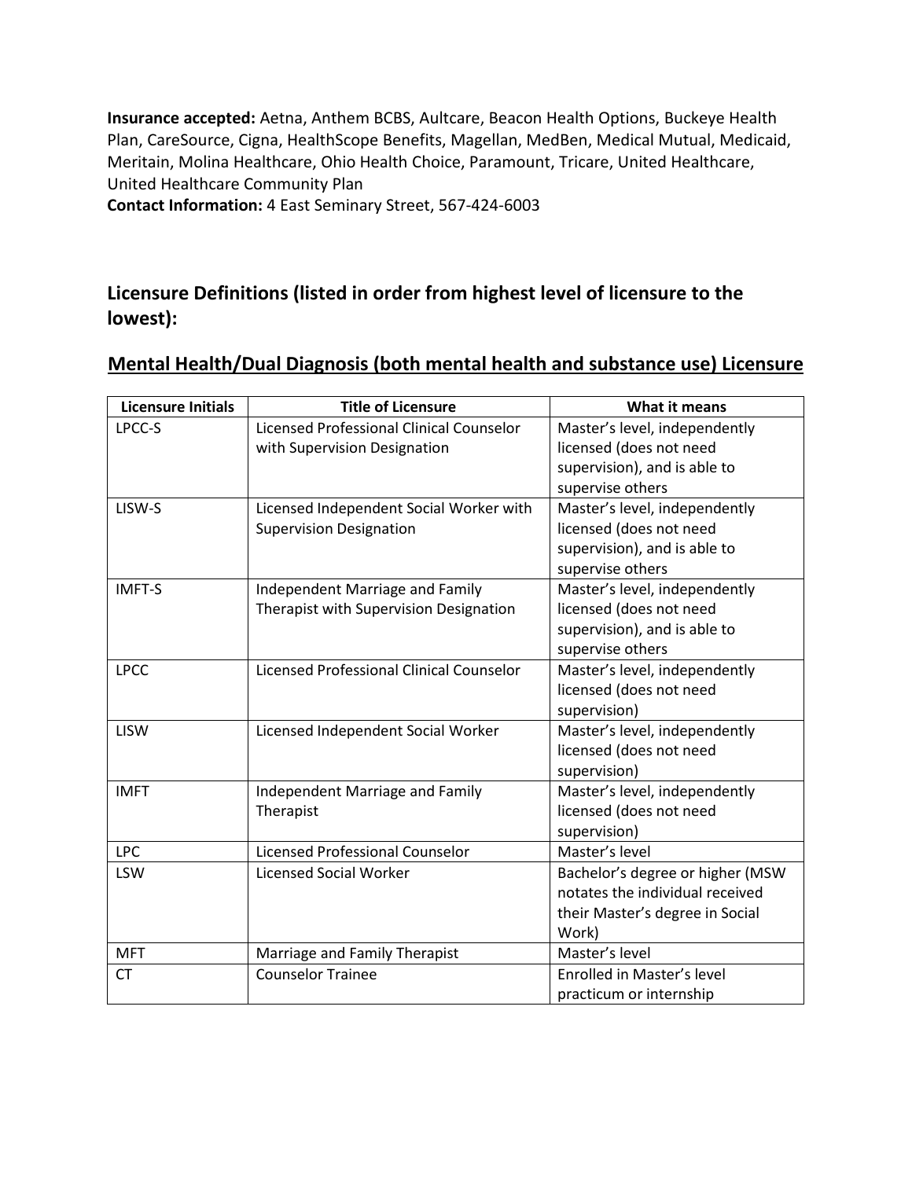**Insurance accepted:** Aetna, Anthem BCBS, Aultcare, Beacon Health Options, Buckeye Health Plan, CareSource, Cigna, HealthScope Benefits, Magellan, MedBen, Medical Mutual, Medicaid, Meritain, Molina Healthcare, Ohio Health Choice, Paramount, Tricare, United Healthcare, United Healthcare Community Plan
**Contact Information:** 4 East Seminary Street, 567-424-6003

## Licensure Definitions (listed in order from highest level of licensure to the lowest):

### Mental Health/Dual Diagnosis (both mental health and substance use) Licensure

| Licensure Initials | Title of Licensure | What it means |
|---|---|---|
| LPCC-S | Licensed Professional Clinical Counselor with Supervision Designation | Master's level, independently licensed (does not need supervision), and is able to supervise others |
| LISW-S | Licensed Independent Social Worker with Supervision Designation | Master's level, independently licensed (does not need supervision), and is able to supervise others |
| IMFT-S | Independent Marriage and Family Therapist with Supervision Designation | Master's level, independently licensed (does not need supervision), and is able to supervise others |
| LPCC | Licensed Professional Clinical Counselor | Master's level, independently licensed (does not need supervision) |
| LISW | Licensed Independent Social Worker | Master's level, independently licensed (does not need supervision) |
| IMFT | Independent Marriage and Family Therapist | Master's level, independently licensed (does not need supervision) |
| LPC | Licensed Professional Counselor | Master's level |
| LSW | Licensed Social Worker | Bachelor's degree or higher (MSW notates the individual received their Master's degree in Social Work) |
| MFT | Marriage and Family Therapist | Master's level |
| CT | Counselor Trainee | Enrolled in Master's level practicum or internship |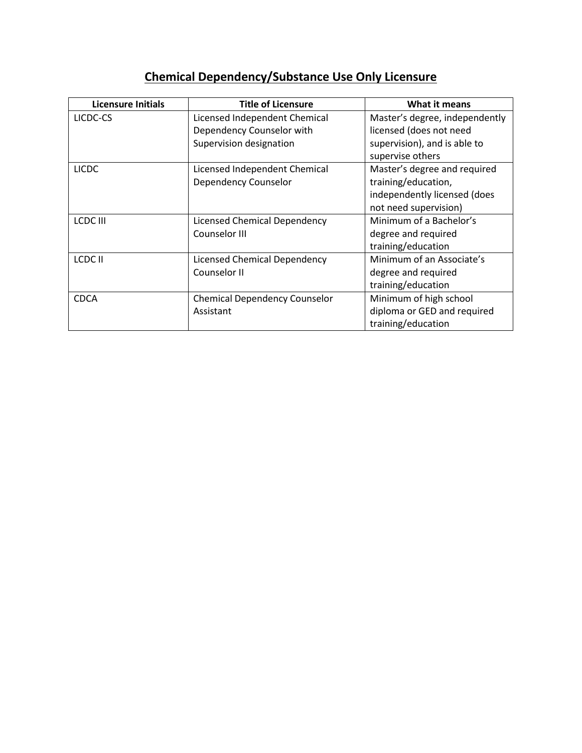## Chemical Dependency/Substance Use Only Licensure

| Licensure Initials | Title of Licensure | What it means |
|---|---|---|
| LICDC-CS | Licensed Independent Chemical Dependency Counselor with Supervision designation | Master's degree, independently licensed (does not need supervision), and is able to supervise others |
| LICDC | Licensed Independent Chemical Dependency Counselor | Master's degree and required training/education, independently licensed (does not need supervision) |
| LCDC III | Licensed Chemical Dependency Counselor III | Minimum of a Bachelor's degree and required training/education |
| LCDC II | Licensed Chemical Dependency Counselor II | Minimum of an Associate's degree and required training/education |
| CDCA | Chemical Dependency Counselor Assistant | Minimum of high school diploma or GED and required training/education |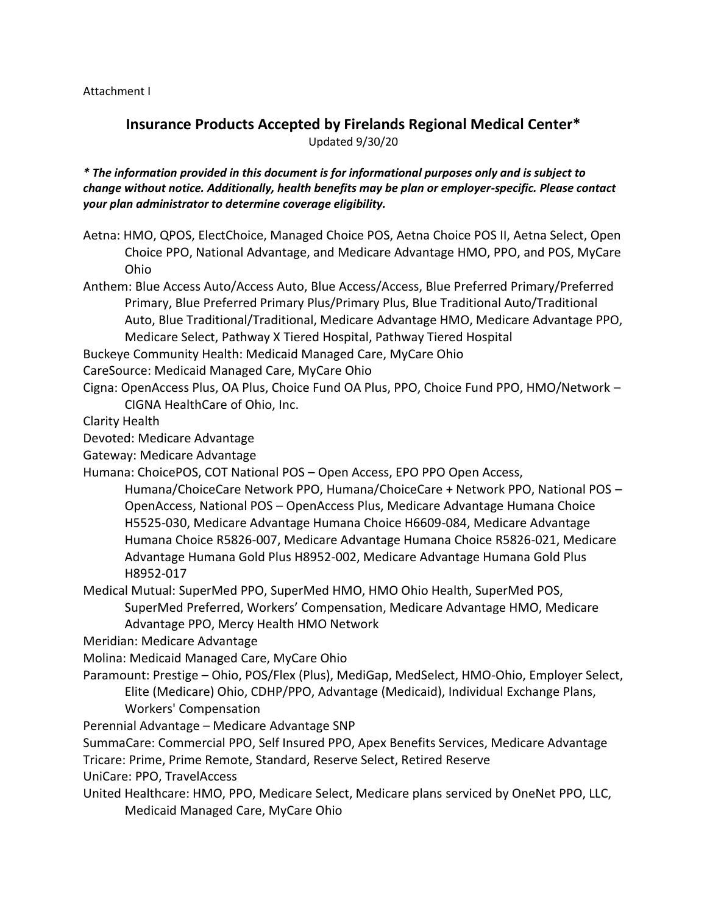Attachment I

## Insurance Products Accepted by Firelands Regional Medical Center*

Updated 9/30/20

***** The information provided in this document is for informational purposes only and is subject to change without notice. Additionally, health benefits may be plan or employer-specific. Please contact your plan administrator to determine coverage eligibility.***

Aetna: HMO, QPOS, ElectChoice, Managed Choice POS, Aetna Choice POS II, Aetna Select, Open Choice PPO, National Advantage, and Medicare Advantage HMO, PPO, and POS, MyCare Ohio

Anthem: Blue Access Auto/Access Auto, Blue Access/Access, Blue Preferred Primary/Preferred Primary, Blue Preferred Primary Plus/Primary Plus, Blue Traditional Auto/Traditional Auto, Blue Traditional/Traditional, Medicare Advantage HMO, Medicare Advantage PPO, Medicare Select, Pathway X Tiered Hospital, Pathway Tiered Hospital

Buckeye Community Health: Medicaid Managed Care, MyCare Ohio

CareSource: Medicaid Managed Care, MyCare Ohio

Cigna: OpenAccess Plus, OA Plus, Choice Fund OA Plus, PPO, Choice Fund PPO, HMO/Network – CIGNA HealthCare of Ohio, Inc.

Clarity Health

Devoted: Medicare Advantage

Gateway: Medicare Advantage

Humana: ChoicePOS, COT National POS – Open Access, EPO PPO Open Access, Humana/ChoiceCare Network PPO, Humana/ChoiceCare + Network PPO, National POS – OpenAccess, National POS – OpenAccess Plus, Medicare Advantage Humana Choice H5525-030, Medicare Advantage Humana Choice H6609-084, Medicare Advantage Humana Choice R5826-007, Medicare Advantage Humana Choice R5826-021, Medicare Advantage Humana Gold Plus H8952-002, Medicare Advantage Humana Gold Plus H8952-017

Medical Mutual: SuperMed PPO, SuperMed HMO, HMO Ohio Health, SuperMed POS, SuperMed Preferred, Workers' Compensation, Medicare Advantage HMO, Medicare Advantage PPO, Mercy Health HMO Network

Meridian: Medicare Advantage

Molina: Medicaid Managed Care, MyCare Ohio

Paramount: Prestige – Ohio, POS/Flex (Plus), MediGap, MedSelect, HMO-Ohio, Employer Select, Elite (Medicare) Ohio, CDHP/PPO, Advantage (Medicaid), Individual Exchange Plans, Workers' Compensation

Perennial Advantage – Medicare Advantage SNP

SummaCare: Commercial PPO, Self Insured PPO, Apex Benefits Services, Medicare Advantage

Tricare: Prime, Prime Remote, Standard, Reserve Select, Retired Reserve

UniCare: PPO, TravelAccess

United Healthcare: HMO, PPO, Medicare Select, Medicare plans serviced by OneNet PPO, LLC, Medicaid Managed Care, MyCare Ohio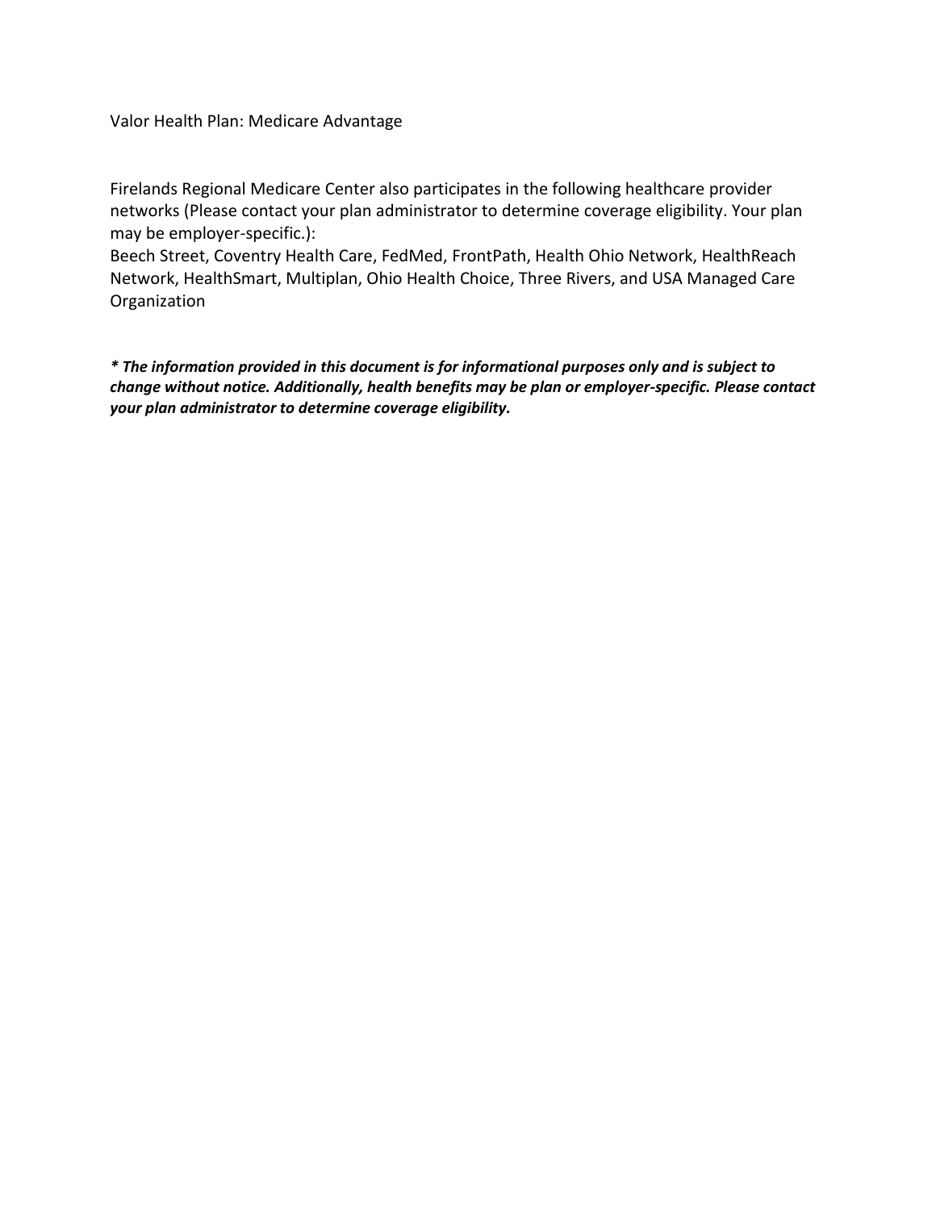Valor Health Plan: Medicare Advantage

Firelands Regional Medicare Center also participates in the following healthcare provider networks (Please contact your plan administrator to determine coverage eligibility. Your plan may be employer-specific.):
Beech Street, Coventry Health Care, FedMed, FrontPath, Health Ohio Network, HealthReach Network, HealthSmart, Multiplan, Ohio Health Choice, Three Rivers, and USA Managed Care Organization

***** *The information provided in this document is for informational purposes only and is subject to change without notice. Additionally, health benefits may be plan or employer-specific. Please contact your plan administrator to determine coverage eligibility.***